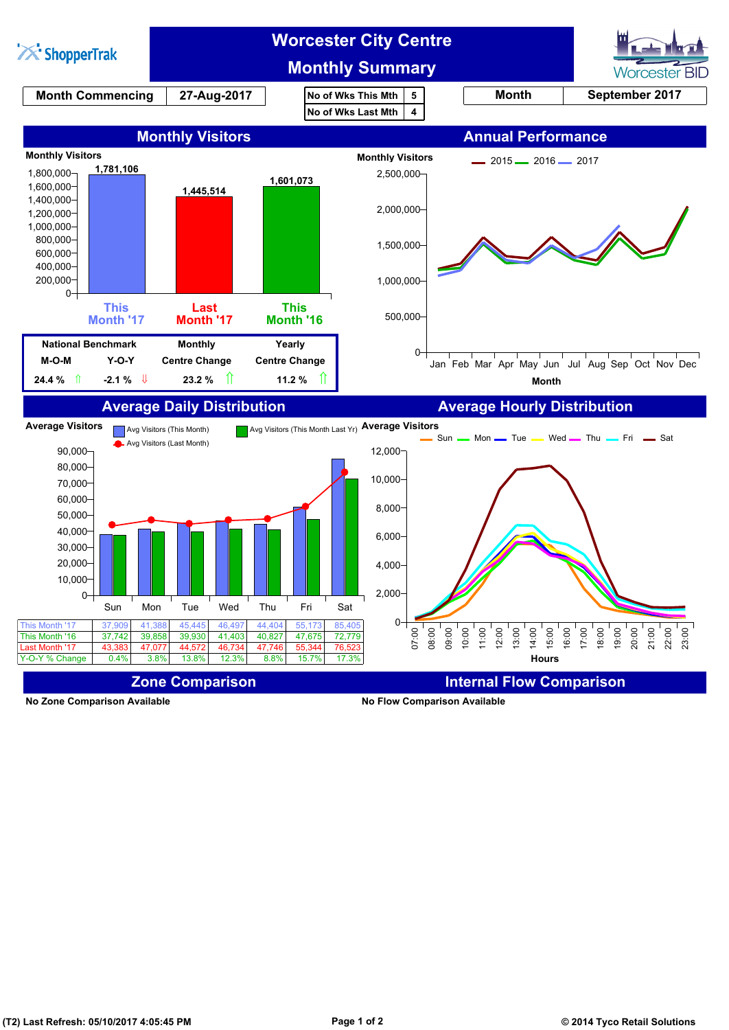ShopperTrak

# Worcester City Centre
# Monthly Summary

Worcester BID

| Month Commencing | 27-Aug-2017 |
|---|---|

| No of Wks This Mth | 5 |
|---|---|
| No of Wks Last Mth | 4 |

| Month | September 2017 |
|---|---|

## Monthly Visitors

Monthly Visitors

| | This Month '17 | Last Month '17 | This Month '16 |
|---|---|---|---|
| Monthly Visitors | 1,781,106 | 1,445,514 | 1,601,073 |

| National Benchmark M-O-M | National Benchmark Y-O-Y | Monthly Centre Change | Yearly Centre Change |
|---|---|---|---|
| 24.4 % ⇧ | -2.1 % ⇩ | 23.2 % ⇧ | 11.2 % ⇧ |

## Annual Performance

Monthly Visitors — 2015, 2016, 2017

Month: Jan Feb Mar Apr May Jun Jul Aug Sep Oct Nov Dec

## Average Daily Distribution

Average Visitors — Avg Visitors (This Month), Avg Visitors (This Month Last Yr), Avg Visitors (Last Month)

| | Sun | Mon | Tue | Wed | Thu | Fri | Sat |
|---|---|---|---|---|---|---|---|
| This Month '17 | 37,909 | 41,388 | 45,445 | 46,497 | 44,404 | 55,173 | 85,405 |
| This Month '16 | 37,742 | 39,858 | 39,930 | 41,403 | 40,827 | 47,675 | 72,779 |
| Last Month '17 | 43,383 | 47,077 | 44,572 | 46,734 | 47,746 | 55,344 | 76,523 |
| Y-O-Y % Change | 0.4% | 3.8% | 13.8% | 12.3% | 8.8% | 15.7% | 17.3% |

## Average Hourly Distribution

Average Visitors — Sun, Mon, Tue, Wed, Thu, Fri, Sat

Hours: 07:00 – 23:00

## Zone Comparison

No Zone Comparison Available

## Internal Flow Comparison

No Flow Comparison Available

(T2) Last Refresh: 05/10/2017 4:05:45 PM

© 2014 Tyco Retail Solutions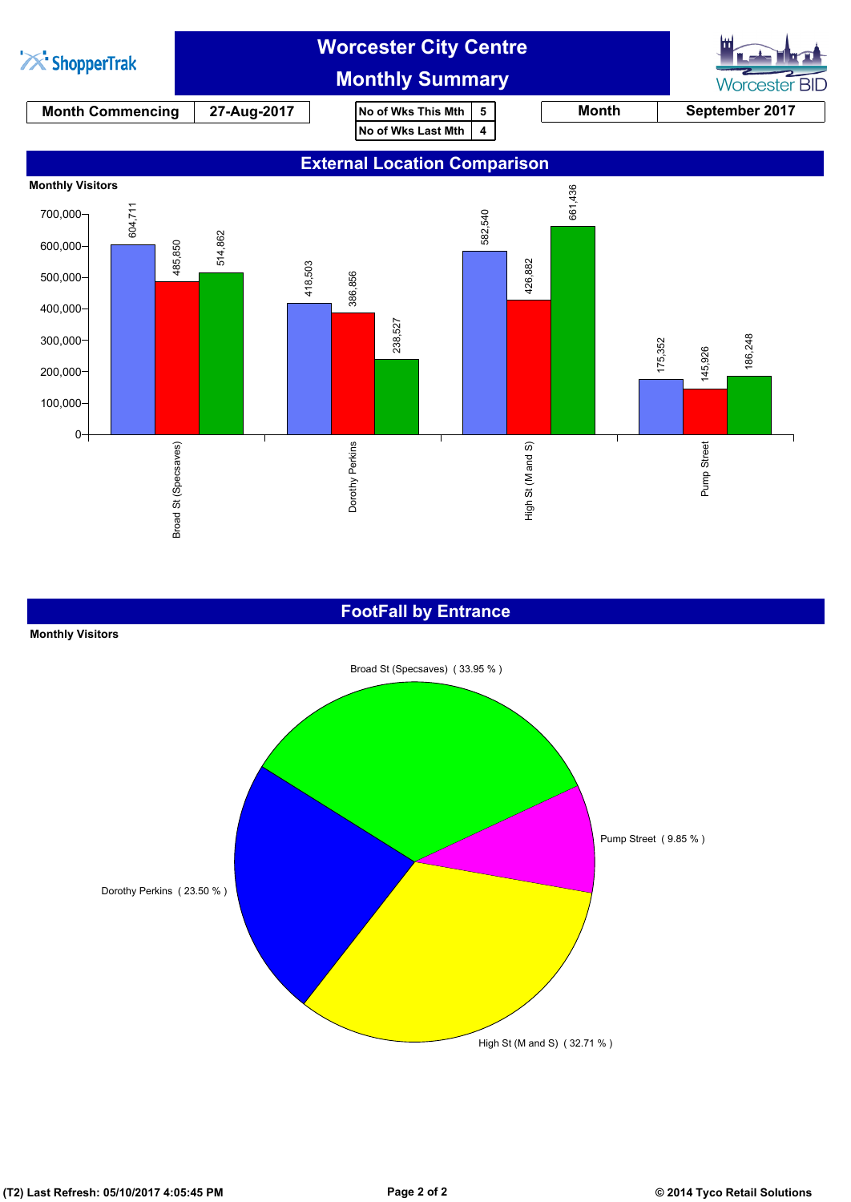# Worcester City Centre
## Monthly Summary

ShopperTrak | Worcester BID

| Month Commencing | 27-Aug-2017 |
|---|---|

| No of Wks This Mth | 5 |
|---|---|
| No of Wks Last Mth | 4 |

| Month | September 2017 |
|---|---|

## External Location Comparison

**Monthly Visitors**

| Location | Series 1 | Series 2 | Series 3 |
|---|---|---|---|
| Broad St (Specsaves) | 604,711 | 485,850 | 514,862 |
| Dorothy Perkins | 418,503 | 386,856 | 238,527 |
| High St (M and S) | 582,540 | 426,882 | 661,436 |
| Pump Street | 175,352 | 145,926 | 186,248 |

## FootFall by Entrance

**Monthly Visitors**

- Broad St (Specsaves) ( 33.95 % )
- Pump Street ( 9.85 % )
- High St (M and S) ( 32.71 % )
- Dorothy Perkins ( 23.50 % )

(T2) Last Refresh: 05/10/2017 4:05:45 PM

© 2014 Tyco Retail Solutions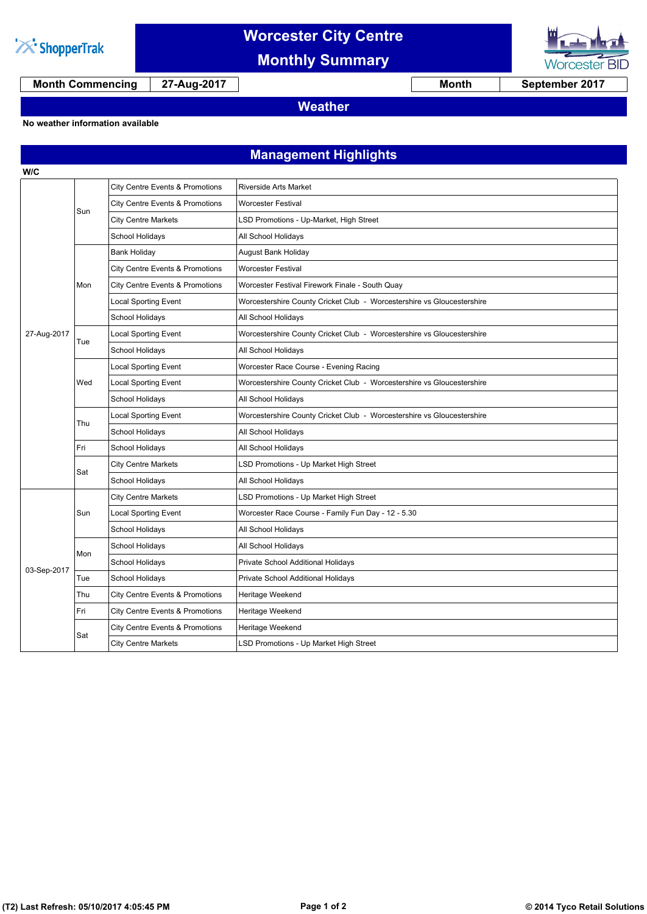# Worcester City Centre Monthly Summary

| Month Commencing | 27-Aug-2017 | Month | September 2017 |
|---|---|---|---|

## Weather

**No weather information available**

## Management Highlights

| W/C | Day | Category | Event |
|---|---|---|---|
| 27-Aug-2017 | Sun | City Centre Events & Promotions | Riverside Arts Market |
| | | City Centre Events & Promotions | Worcester Festival |
| | | City Centre Markets | LSD Promotions - Up-Market, High Street |
| | | School Holidays | All School Holidays |
| | Mon | Bank Holiday | August Bank Holiday |
| | | City Centre Events & Promotions | Worcester Festival |
| | | City Centre Events & Promotions | Worcester Festival Firework Finale - South Quay |
| | | Local Sporting Event | Worcestershire County Cricket Club - Worcestershire vs Gloucestershire |
| | | School Holidays | All School Holidays |
| | Tue | Local Sporting Event | Worcestershire County Cricket Club - Worcestershire vs Gloucestershire |
| | | School Holidays | All School Holidays |
| | Wed | Local Sporting Event | Worcester Race Course - Evening Racing |
| | | Local Sporting Event | Worcestershire County Cricket Club - Worcestershire vs Gloucestershire |
| | | School Holidays | All School Holidays |
| | Thu | Local Sporting Event | Worcestershire County Cricket Club - Worcestershire vs Gloucestershire |
| | | School Holidays | All School Holidays |
| | Fri | School Holidays | All School Holidays |
| | Sat | City Centre Markets | LSD Promotions - Up Market High Street |
| | | School Holidays | All School Holidays |
| 03-Sep-2017 | Sun | City Centre Markets | LSD Promotions - Up Market High Street |
| | | Local Sporting Event | Worcester Race Course - Family Fun Day - 12 - 5.30 |
| | | School Holidays | All School Holidays |
| | Mon | School Holidays | All School Holidays |
| | | School Holidays | Private School Additional Holidays |
| | Tue | School Holidays | Private School Additional Holidays |
| | Thu | City Centre Events & Promotions | Heritage Weekend |
| | Fri | City Centre Events & Promotions | Heritage Weekend |
| | Sat | City Centre Events & Promotions | Heritage Weekend |
| | | City Centre Markets | LSD Promotions - Up Market High Street |

(T2) Last Refresh: 05/10/2017 4:05:45 PM

© 2014 Tyco Retail Solutions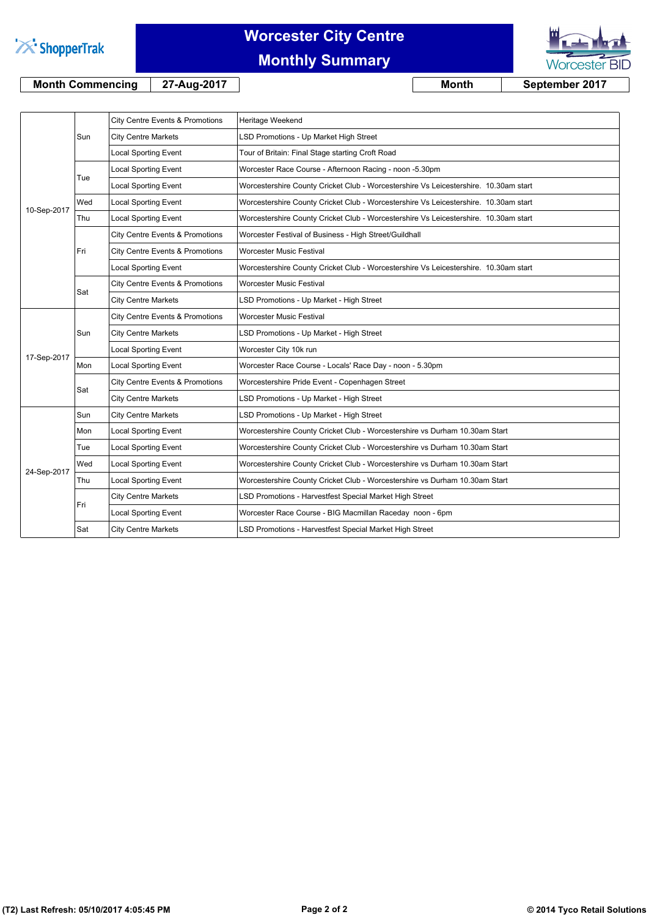# Worcester City Centre Monthly Summary

| Month Commencing | 27-Aug-2017 | Month | September 2017 |
|---|---|---|---|

| | | | |
|---|---|---|---|
| 10-Sep-2017 | Sun | City Centre Events & Promotions | Heritage Weekend |
| | | City Centre Markets | LSD Promotions - Up Market High Street |
| | | Local Sporting Event | Tour of Britain: Final Stage starting Croft Road |
| | Tue | Local Sporting Event | Worcester Race Course - Afternoon Racing - noon -5.30pm |
| | | Local Sporting Event | Worcestershire County Cricket Club - Worcestershire Vs Leicestershire. 10.30am start |
| | Wed | Local Sporting Event | Worcestershire County Cricket Club - Worcestershire Vs Leicestershire. 10.30am start |
| | Thu | Local Sporting Event | Worcestershire County Cricket Club - Worcestershire Vs Leicestershire. 10.30am start |
| | Fri | City Centre Events & Promotions | Worcester Festival of Business - High Street/Guildhall |
| | | City Centre Events & Promotions | Worcester Music Festival |
| | | Local Sporting Event | Worcestershire County Cricket Club - Worcestershire Vs Leicestershire. 10.30am start |
| | Sat | City Centre Events & Promotions | Worcester Music Festival |
| | | City Centre Markets | LSD Promotions - Up Market - High Street |
| 17-Sep-2017 | Sun | City Centre Events & Promotions | Worcester Music Festival |
| | | City Centre Markets | LSD Promotions - Up Market - High Street |
| | | Local Sporting Event | Worcester City 10k run |
| | Mon | Local Sporting Event | Worcester Race Course - Locals' Race Day - noon - 5.30pm |
| | Sat | City Centre Events & Promotions | Worcestershire Pride Event - Copenhagen Street |
| | | City Centre Markets | LSD Promotions - Up Market - High Street |
| 24-Sep-2017 | Sun | City Centre Markets | LSD Promotions - Up Market - High Street |
| | Mon | Local Sporting Event | Worcestershire County Cricket Club - Worcestershire vs Durham 10.30am Start |
| | Tue | Local Sporting Event | Worcestershire County Cricket Club - Worcestershire vs Durham 10.30am Start |
| | Wed | Local Sporting Event | Worcestershire County Cricket Club - Worcestershire vs Durham 10.30am Start |
| | Thu | Local Sporting Event | Worcestershire County Cricket Club - Worcestershire vs Durham 10.30am Start |
| | Fri | City Centre Markets | LSD Promotions - Harvestfest Special Market High Street |
| | | Local Sporting Event | Worcester Race Course - BIG Macmillan Raceday noon - 6pm |
| | Sat | City Centre Markets | LSD Promotions - Harvestfest Special Market High Street |

(T2) Last Refresh: 05/10/2017 4:05:45 PM

© 2014 Tyco Retail Solutions